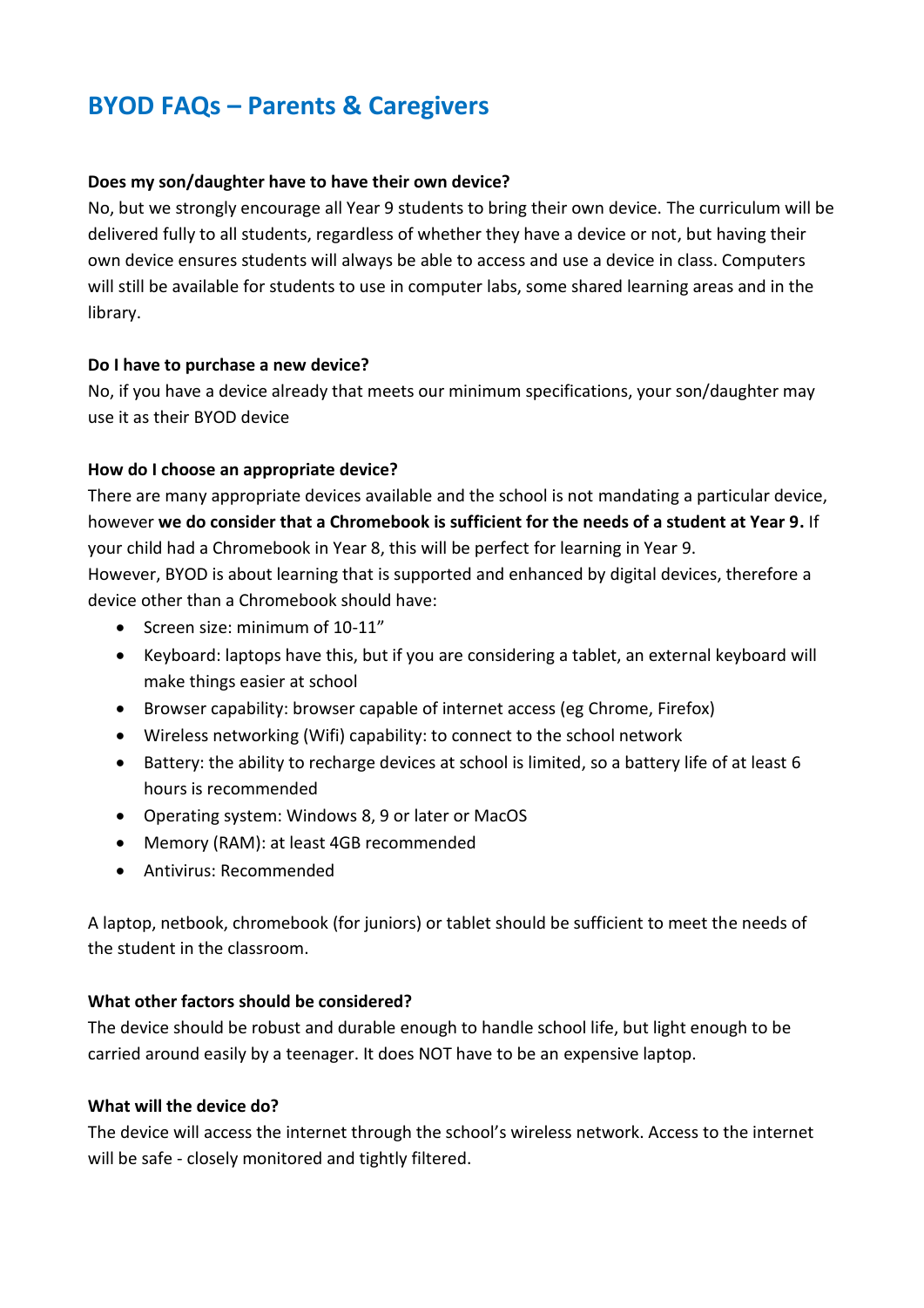# BYOD FAQs – Parents & Caregivers

**Does my son/daughter have to have their own device?**

No, but we strongly encourage all Year 9 students to bring their own device. The curriculum will be delivered fully to all students, regardless of whether they have a device or not, but having their own device ensures students will always be able to access and use a device in class. Computers will still be available for students to use in computer labs, some shared learning areas and in the library.

**Do I have to purchase a new device?**

No, if you have a device already that meets our minimum specifications, your son/daughter may use it as their BYOD device

**How do I choose an appropriate device?**

There are many appropriate devices available and the school is not mandating a particular device, however **we do consider that a Chromebook is sufficient for the needs of a student at Year 9.** If your child had a Chromebook in Year 8, this will be perfect for learning in Year 9.
However, BYOD is about learning that is supported and enhanced by digital devices, therefore a device other than a Chromebook should have:

- Screen size: minimum of 10-11”
- Keyboard: laptops have this, but if you are considering a tablet, an external keyboard will make things easier at school
- Browser capability: browser capable of internet access (eg Chrome, Firefox)
- Wireless networking (Wifi) capability: to connect to the school network
- Battery: the ability to recharge devices at school is limited, so a battery life of at least 6 hours is recommended
- Operating system: Windows 8, 9 or later or MacOS
- Memory (RAM): at least 4GB recommended
- Antivirus: Recommended

A laptop, netbook, chromebook (for juniors) or tablet should be sufficient to meet the needs of the student in the classroom.

**What other factors should be considered?**

The device should be robust and durable enough to handle school life, but light enough to be carried around easily by a teenager. It does NOT have to be an expensive laptop.

**What will the device do?**

The device will access the internet through the school’s wireless network. Access to the internet will be safe - closely monitored and tightly filtered.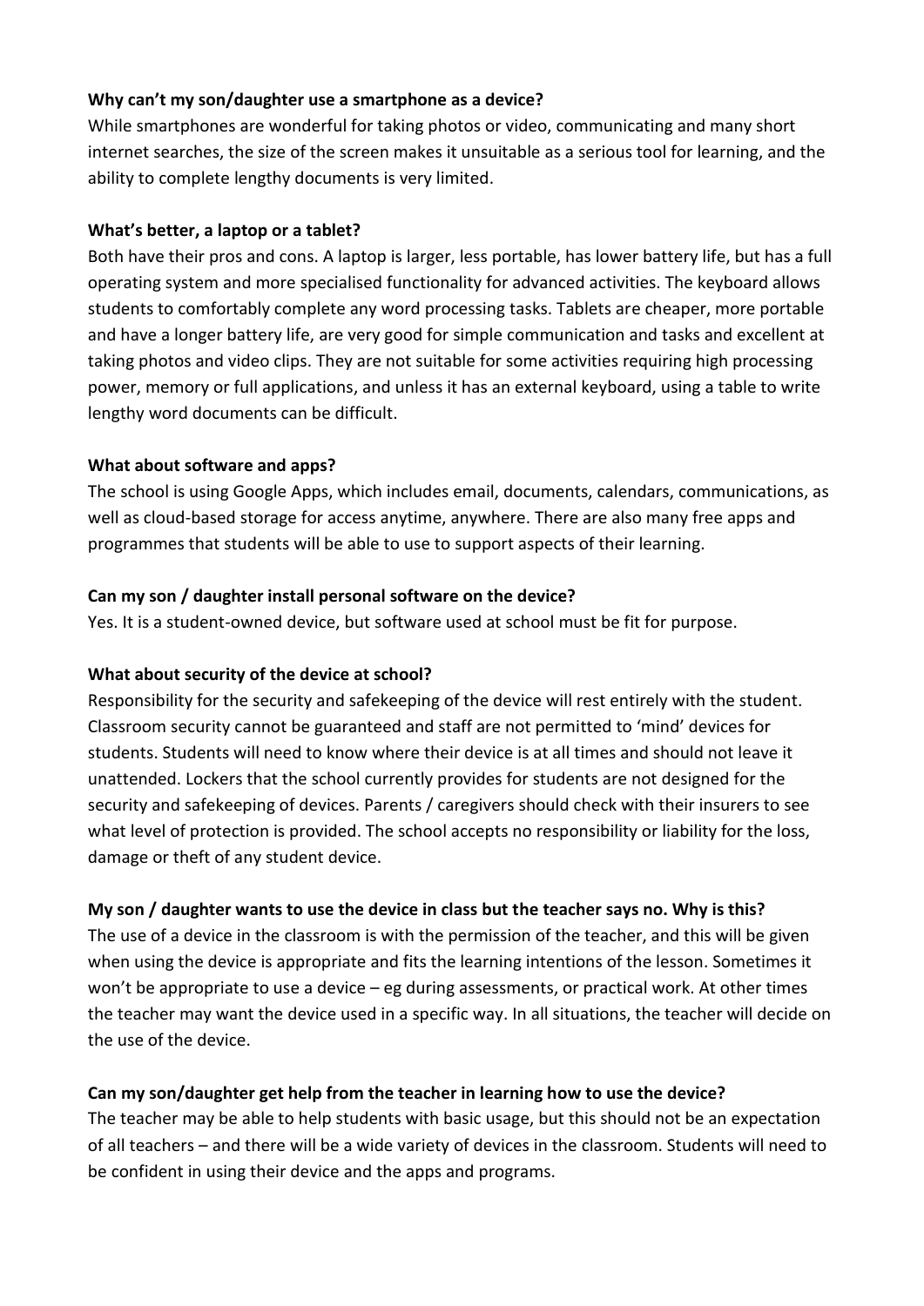**Why can't my son/daughter use a smartphone as a device?**

While smartphones are wonderful for taking photos or video, communicating and many short internet searches, the size of the screen makes it unsuitable as a serious tool for learning, and the ability to complete lengthy documents is very limited.

**What's better, a laptop or a tablet?**

Both have their pros and cons. A laptop is larger, less portable, has lower battery life, but has a full operating system and more specialised functionality for advanced activities. The keyboard allows students to comfortably complete any word processing tasks. Tablets are cheaper, more portable and have a longer battery life, are very good for simple communication and tasks and excellent at taking photos and video clips. They are not suitable for some activities requiring high processing power, memory or full applications, and unless it has an external keyboard, using a table to write lengthy word documents can be difficult.

**What about software and apps?**

The school is using Google Apps, which includes email, documents, calendars, communications, as well as cloud-based storage for access anytime, anywhere. There are also many free apps and programmes that students will be able to use to support aspects of their learning.

**Can my son / daughter install personal software on the device?**

Yes. It is a student-owned device, but software used at school must be fit for purpose.

**What about security of the device at school?**

Responsibility for the security and safekeeping of the device will rest entirely with the student. Classroom security cannot be guaranteed and staff are not permitted to 'mind' devices for students. Students will need to know where their device is at all times and should not leave it unattended. Lockers that the school currently provides for students are not designed for the security and safekeeping of devices. Parents / caregivers should check with their insurers to see what level of protection is provided. The school accepts no responsibility or liability for the loss, damage or theft of any student device.

**My son / daughter wants to use the device in class but the teacher says no. Why is this?**

The use of a device in the classroom is with the permission of the teacher, and this will be given when using the device is appropriate and fits the learning intentions of the lesson. Sometimes it won't be appropriate to use a device – eg during assessments, or practical work. At other times the teacher may want the device used in a specific way. In all situations, the teacher will decide on the use of the device.

**Can my son/daughter get help from the teacher in learning how to use the device?**

The teacher may be able to help students with basic usage, but this should not be an expectation of all teachers – and there will be a wide variety of devices in the classroom. Students will need to be confident in using their device and the apps and programs.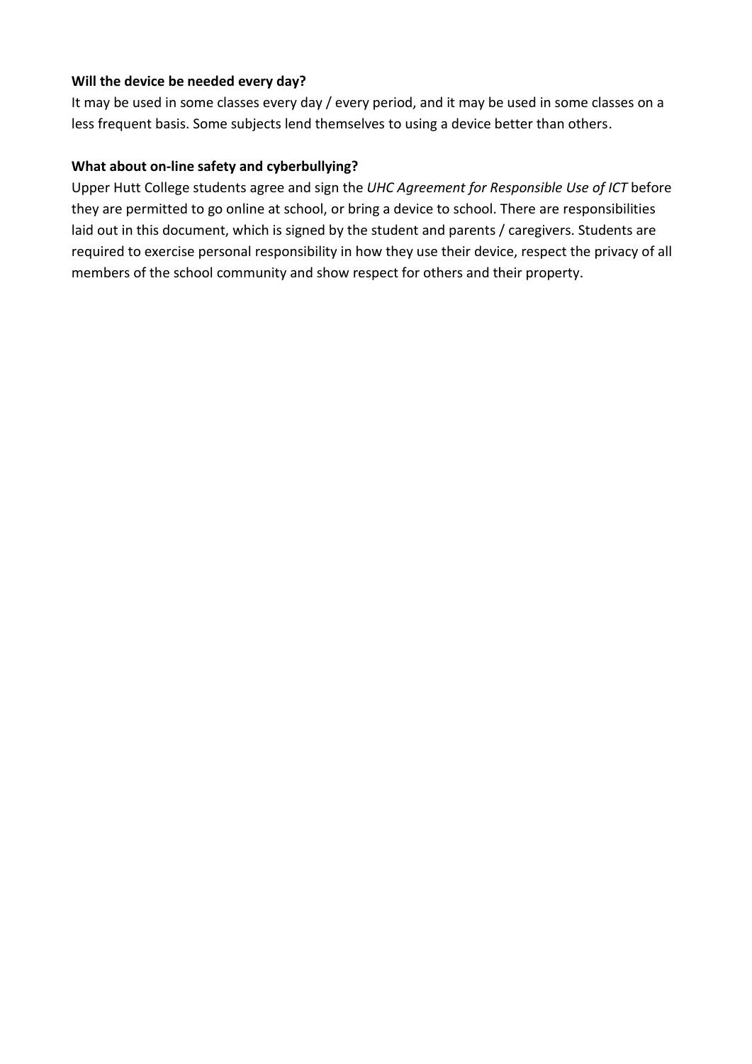**Will the device be needed every day?**

It may be used in some classes every day / every period, and it may be used in some classes on a less frequent basis. Some subjects lend themselves to using a device better than others.

**What about on-line safety and cyberbullying?**

Upper Hutt College students agree and sign the *UHC Agreement for Responsible Use of ICT* before they are permitted to go online at school, or bring a device to school. There are responsibilities laid out in this document, which is signed by the student and parents / caregivers. Students are required to exercise personal responsibility in how they use their device, respect the privacy of all members of the school community and show respect for others and their property.